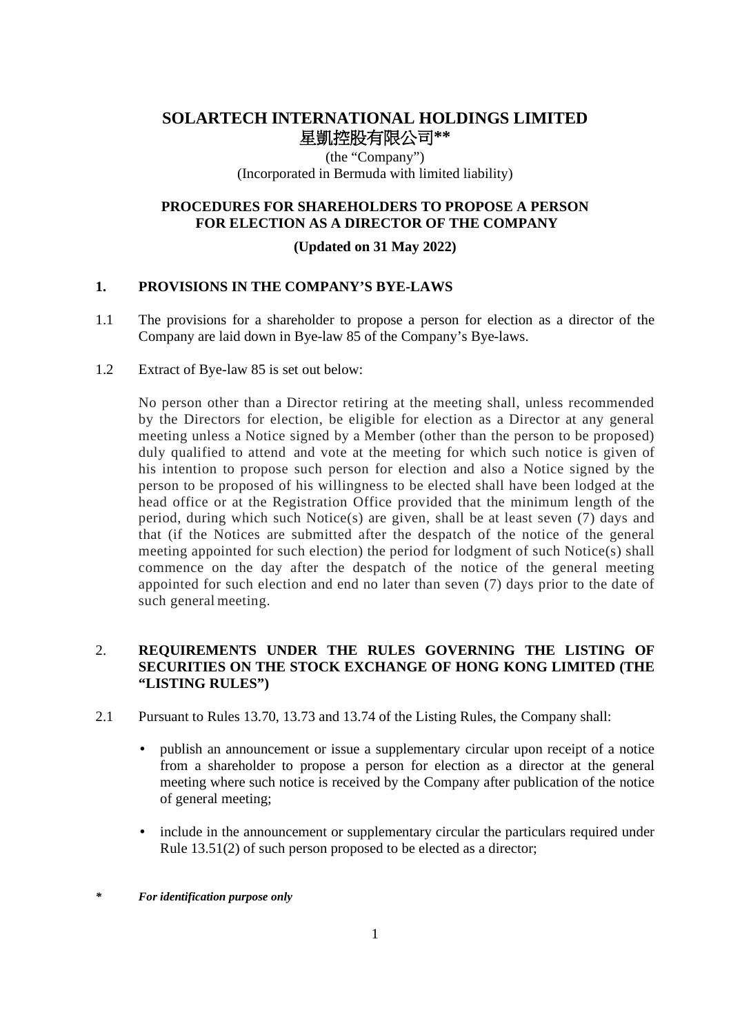# SOLARTECH INTERNATIONAL HOLDINGS LIMITED
# 星凱控股有限公司**

(the "Company")
(Incorporated in Bermuda with limited liability)

## PROCEDURES FOR SHAREHOLDERS TO PROPOSE A PERSON FOR ELECTION AS A DIRECTOR OF THE COMPANY

**(Updated on 31 May 2022)**

### 1. PROVISIONS IN THE COMPANY'S BYE-LAWS

1.1 The provisions for a shareholder to propose a person for election as a director of the Company are laid down in Bye-law 85 of the Company's Bye-laws.

1.2 Extract of Bye-law 85 is set out below:

No person other than a Director retiring at the meeting shall, unless recommended by the Directors for election, be eligible for election as a Director at any general meeting unless a Notice signed by a Member (other than the person to be proposed) duly qualified to attend and vote at the meeting for which such notice is given of his intention to propose such person for election and also a Notice signed by the person to be proposed of his willingness to be elected shall have been lodged at the head office or at the Registration Office provided that the minimum length of the period, during which such Notice(s) are given, shall be at least seven (7) days and that (if the Notices are submitted after the despatch of the notice of the general meeting appointed for such election) the period for lodgment of such Notice(s) shall commence on the day after the despatch of the notice of the general meeting appointed for such election and end no later than seven (7) days prior to the date of such general meeting.

### 2. REQUIREMENTS UNDER THE RULES GOVERNING THE LISTING OF SECURITIES ON THE STOCK EXCHANGE OF HONG KONG LIMITED (THE "LISTING RULES")

2.1 Pursuant to Rules 13.70, 13.73 and 13.74 of the Listing Rules, the Company shall:

- publish an announcement or issue a supplementary circular upon receipt of a notice from a shareholder to propose a person for election as a director at the general meeting where such notice is received by the Company after publication of the notice of general meeting;
- include in the announcement or supplementary circular the particulars required under Rule 13.51(2) of such person proposed to be elected as a director;

*\* For identification purpose only*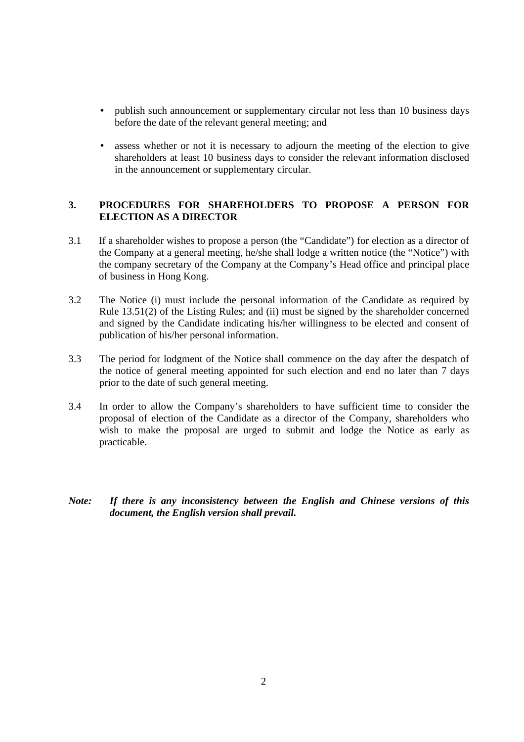- publish such announcement or supplementary circular not less than 10 business days before the date of the relevant general meeting; and
- assess whether or not it is necessary to adjourn the meeting of the election to give shareholders at least 10 business days to consider the relevant information disclosed in the announcement or supplementary circular.

## 3. PROCEDURES FOR SHAREHOLDERS TO PROPOSE A PERSON FOR ELECTION AS A DIRECTOR

3.1 If a shareholder wishes to propose a person (the "Candidate") for election as a director of the Company at a general meeting, he/she shall lodge a written notice (the "Notice") with the company secretary of the Company at the Company's Head office and principal place of business in Hong Kong.

3.2 The Notice (i) must include the personal information of the Candidate as required by Rule 13.51(2) of the Listing Rules; and (ii) must be signed by the shareholder concerned and signed by the Candidate indicating his/her willingness to be elected and consent of publication of his/her personal information.

3.3 The period for lodgment of the Notice shall commence on the day after the despatch of the notice of general meeting appointed for such election and end no later than 7 days prior to the date of such general meeting.

3.4 In order to allow the Company's shareholders to have sufficient time to consider the proposal of election of the Candidate as a director of the Company, shareholders who wish to make the proposal are urged to submit and lodge the Notice as early as practicable.

***Note: If there is any inconsistency between the English and Chinese versions of this document, the English version shall prevail.***